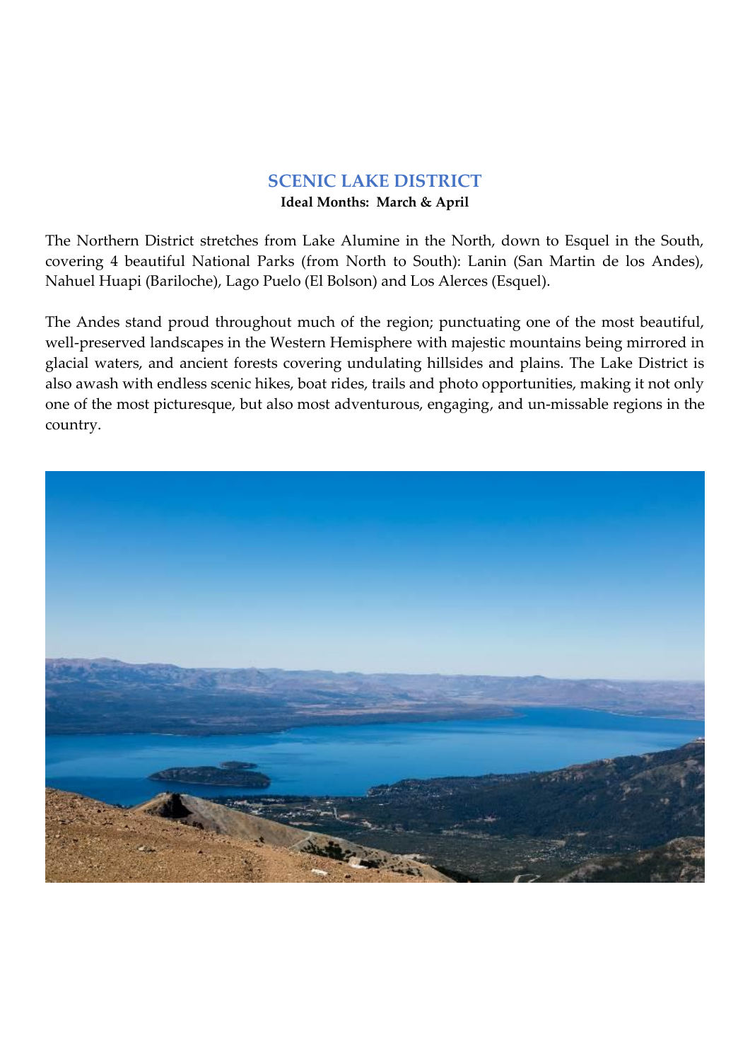## SCENIC LAKE DISTRICT

**Ideal Months: March & April**

The Northern District stretches from Lake Alumine in the North, down to Esquel in the South, covering 4 beautiful National Parks (from North to South): Lanin (San Martin de los Andes), Nahuel Huapi (Bariloche), Lago Puelo (El Bolson) and Los Alerces (Esquel).

The Andes stand proud throughout much of the region; punctuating one of the most beautiful, well-preserved landscapes in the Western Hemisphere with majestic mountains being mirrored in glacial waters, and ancient forests covering undulating hillsides and plains. The Lake District is also awash with endless scenic hikes, boat rides, trails and photo opportunities, making it not only one of the most picturesque, but also most adventurous, engaging, and un-missable regions in the country.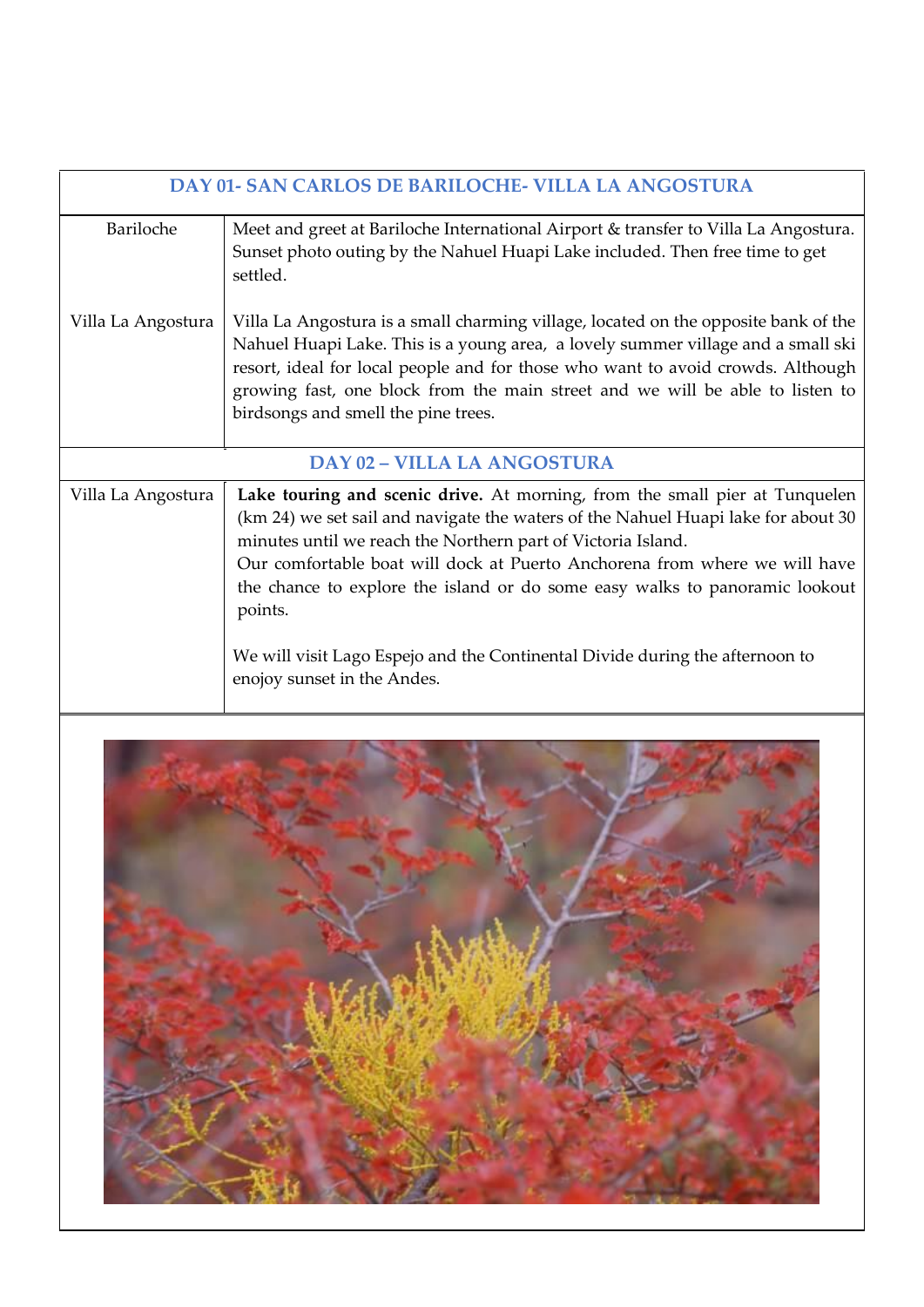| DAY 01- SAN CARLOS DE BARILOCHE- VILLA LA ANGOSTURA | |
|---|---|
| Bariloche | Meet and greet at Bariloche International Airport & transfer to Villa La Angostura. Sunset photo outing by the Nahuel Huapi Lake included. Then free time to get settled. |
| Villa La Angostura | Villa La Angostura is a small charming village, located on the opposite bank of the Nahuel Huapi Lake. This is a young area, a lovely summer village and a small ski resort, ideal for local people and for those who want to avoid crowds. Although growing fast, one block from the main street and we will be able to listen to birdsongs and smell the pine trees. |
| **DAY 02 – VILLA LA ANGOSTURA** | |
| Villa La Angostura | **Lake touring and scenic drive.** At morning, from the small pier at Tunquelen (km 24) we set sail and navigate the waters of the Nahuel Huapi lake for about 30 minutes until we reach the Northern part of Victoria Island.<br>Our comfortable boat will dock at Puerto Anchorena from where we will have the chance to explore the island or do some easy walks to panoramic lookout points.<br><br>We will visit Lago Espejo and the Continental Divide during the afternoon to enojoy sunset in the Andes. |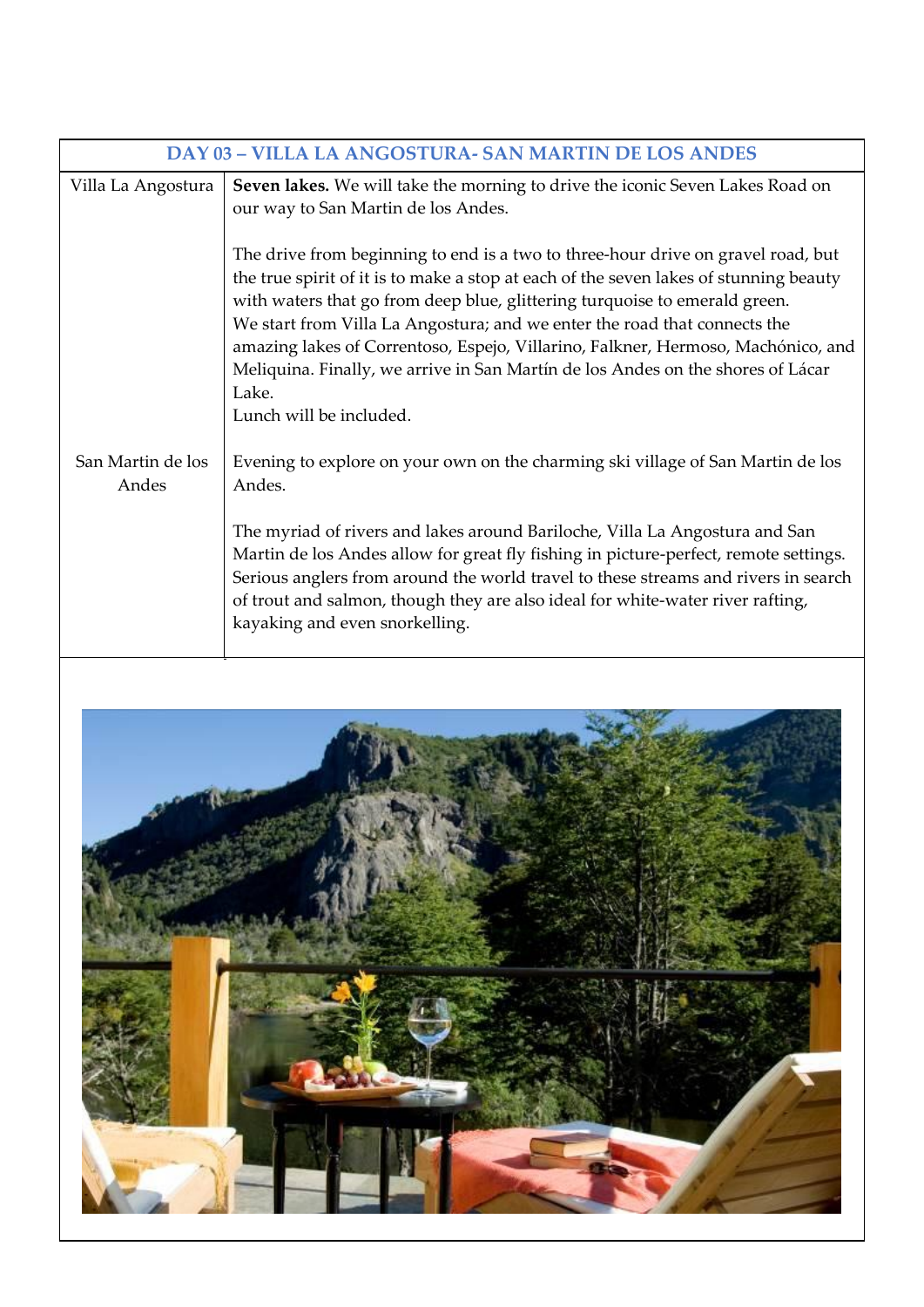| DAY 03 – VILLA LA ANGOSTURA- SAN MARTIN DE LOS ANDES | |
|---|---|
| Villa La Angostura | **Seven lakes.** We will take the morning to drive the iconic Seven Lakes Road on our way to San Martin de los Andes.<br><br>The drive from beginning to end is a two to three-hour drive on gravel road, but the true spirit of it is to make a stop at each of the seven lakes of stunning beauty with waters that go from deep blue, glittering turquoise to emerald green.<br>We start from Villa La Angostura; and we enter the road that connects the amazing lakes of Correntoso, Espejo, Villarino, Falkner, Hermoso, Machónico, and Meliquina. Finally, we arrive in San Martín de los Andes on the shores of Lácar Lake.<br>Lunch will be included. |
| San Martin de los Andes | Evening to explore on your own on the charming ski village of San Martin de los Andes.<br><br>The myriad of rivers and lakes around Bariloche, Villa La Angostura and San Martin de los Andes allow for great fly fishing in picture-perfect, remote settings. Serious anglers from around the world travel to these streams and rivers in search of trout and salmon, though they are also ideal for white-water river rafting, kayaking and even snorkelling. |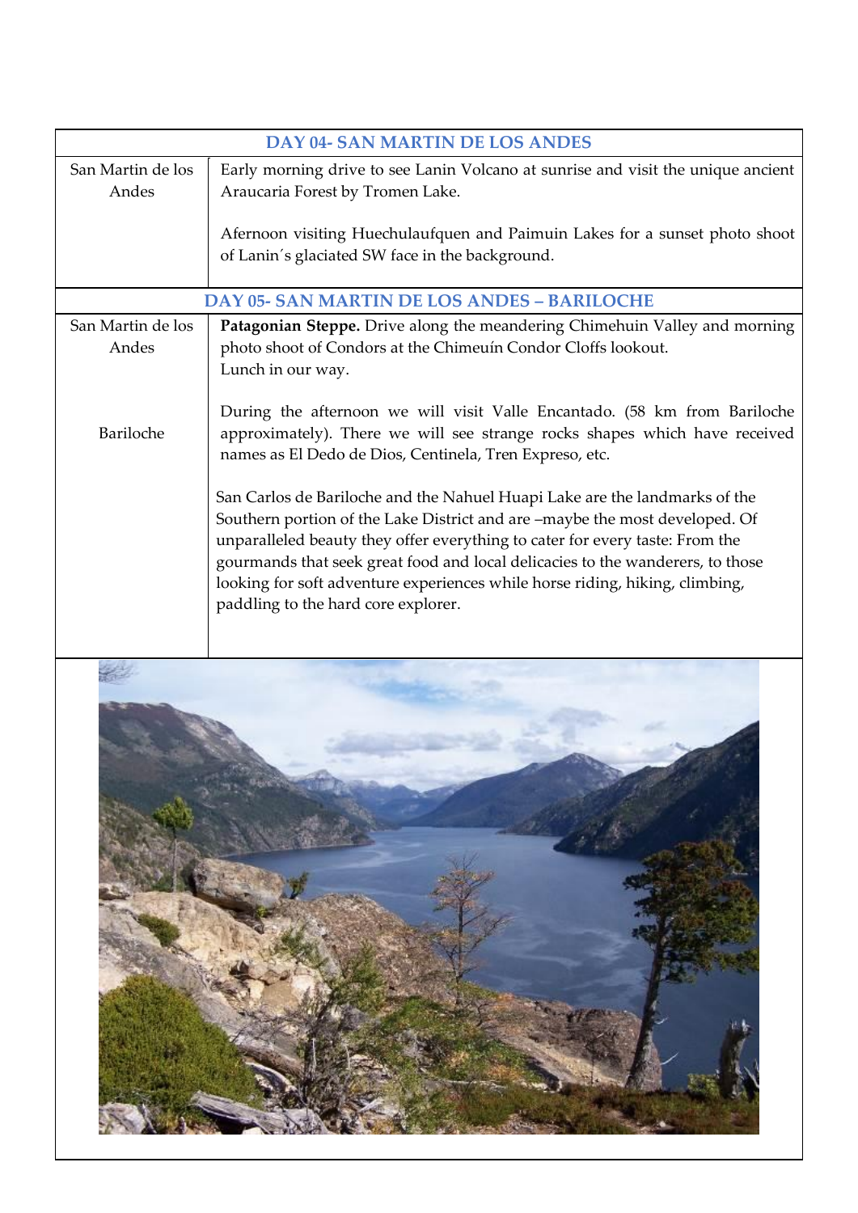| DAY 04- SAN MARTIN DE LOS ANDES | |
|---|---|
| San Martin de los Andes | Early morning drive to see Lanin Volcano at sunrise and visit the unique ancient Araucaria Forest by Tromen Lake.<br><br>Afernoon visiting Huechulaufquen and Paimuin Lakes for a sunset photo shoot of Lanin´s glaciated SW face in the background. |
| **DAY 05- SAN MARTIN DE LOS ANDES – BARILOCHE** | |
| San Martin de los Andes | **Patagonian Steppe.** Drive along the meandering Chimehuin Valley and morning photo shoot of Condors at the Chimeuín Condor Cliffs lookout.<br>Lunch in our way. |
| Bariloche | During the afternoon we will visit Valle Encantado. (58 km from Bariloche approximately). There we will see strange rocks shapes which have received names as El Dedo de Dios, Centinela, Tren Expreso, etc.<br><br>San Carlos de Bariloche and the Nahuel Huapi Lake are the landmarks of the Southern portion of the Lake District and are –maybe the most developed. Of unparalleled beauty they offer everything to cater for every taste: From the gourmands that seek great food and local delicacies to the wanderers, to those looking for soft adventure experiences while horse riding, hiking, climbing, paddling to the hard core explorer. |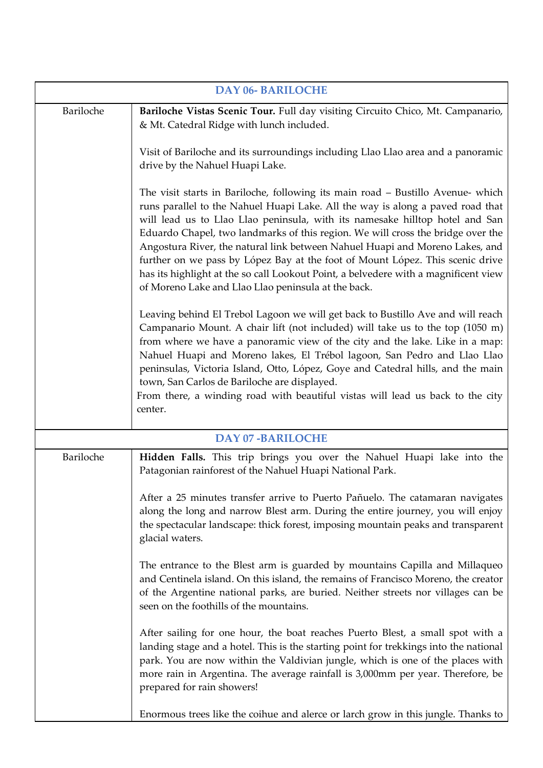| DAY 06- BARILOCHE | |
|---|---|
| Bariloche | **Bariloche Vistas Scenic Tour.** Full day visiting Circuito Chico, Mt. Campanario, & Mt. Catedral Ridge with lunch included.<br><br>Visit of Bariloche and its surroundings including Llao Llao area and a panoramic drive by the Nahuel Huapi Lake.<br><br>The visit starts in Bariloche, following its main road – Bustillo Avenue- which runs parallel to the Nahuel Huapi Lake. All the way is along a paved road that will lead us to Llao Llao peninsula, with its namesake hilltop hotel and San Eduardo Chapel, two landmarks of this region. We will cross the bridge over the Angostura River, the natural link between Nahuel Huapi and Moreno Lakes, and further on we pass by López Bay at the foot of Mount López. This scenic drive has its highlight at the so call Lookout Point, a belvedere with a magnificent view of Moreno Lake and Llao Llao peninsula at the back.<br><br>Leaving behind El Trebol Lagoon we will get back to Bustillo Ave and will reach Campanario Mount. A chair lift (not included) will take us to the top (1050 m) from where we have a panoramic view of the city and the lake. Like in a map: Nahuel Huapi and Moreno lakes, El Trébol lagoon, San Pedro and Llao Llao peninsulas, Victoria Island, Otto, López, Goye and Catedral hills, and the main town, San Carlos de Bariloche are displayed.<br>From there, a winding road with beautiful vistas will lead us back to the city center. |
| **DAY 07 -BARILOCHE** | |
| Bariloche | **Hidden Falls.** This trip brings you over the Nahuel Huapi lake into the Patagonian rainforest of the Nahuel Huapi National Park.<br><br>After a 25 minutes transfer arrive to Puerto Pañuelo. The catamaran navigates along the long and narrow Blest arm. During the entire journey, you will enjoy the spectacular landscape: thick forest, imposing mountain peaks and transparent glacial waters.<br><br>The entrance to the Blest arm is guarded by mountains Capilla and Millaqueo and Centinela island. On this island, the remains of Francisco Moreno, the creator of the Argentine national parks, are buried. Neither streets nor villages can be seen on the foothills of the mountains.<br><br>After sailing for one hour, the boat reaches Puerto Blest, a small spot with a landing stage and a hotel. This is the starting point for trekkings into the national park. You are now within the Valdivian jungle, which is one of the places with more rain in Argentina. The average rainfall is 3,000mm per year. Therefore, be prepared for rain showers!<br><br>Enormous trees like the coihue and alerce or larch grow in this jungle. Thanks to |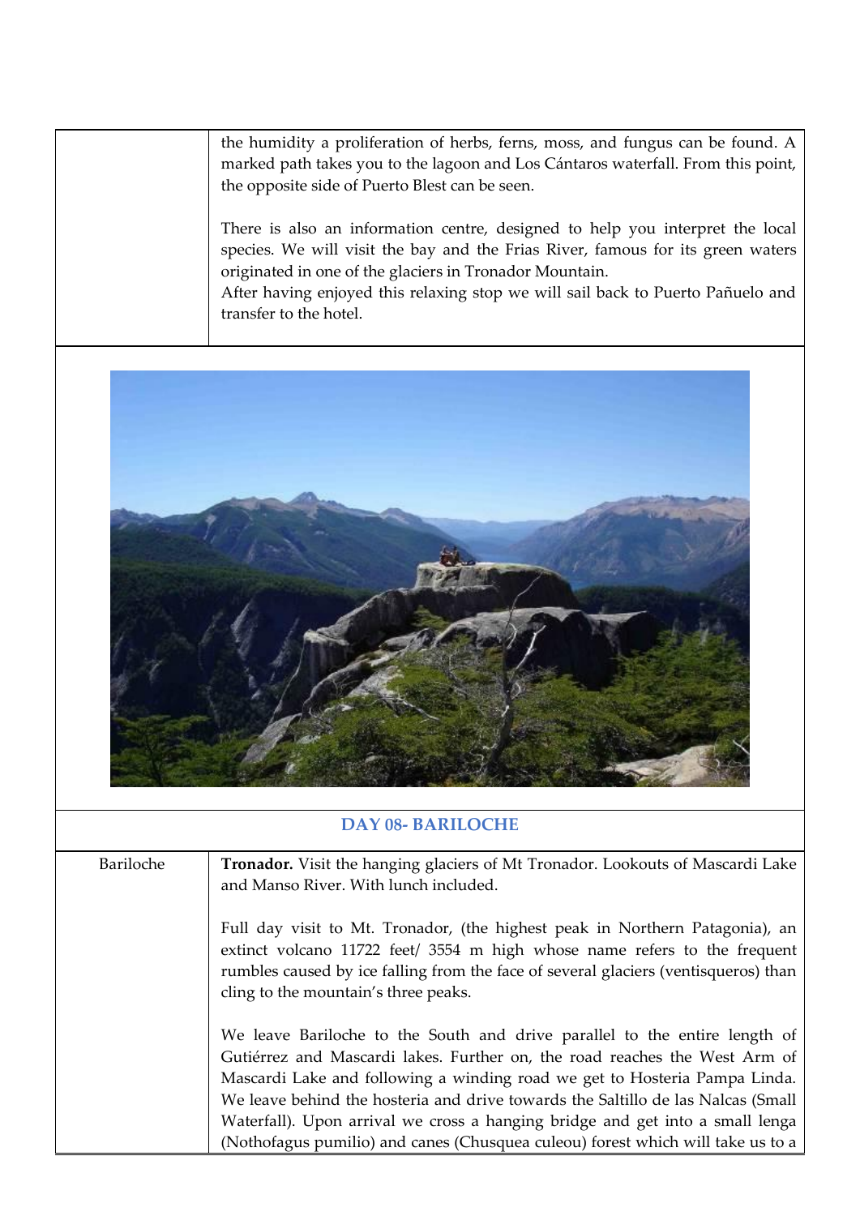| | |
|---|---|
| | the humidity a proliferation of herbs, ferns, moss, and fungus can be found. A marked path takes you to the lagoon and Los Cántaros waterfall. From this point, the opposite side of Puerto Blest can be seen.<br><br>There is also an information centre, designed to help you interpret the local species. We will visit the bay and the Frias River, famous for its green waters originated in one of the glaciers in Tronador Mountain.<br>After having enjoyed this relaxing stop we will sail back to Puerto Pañuelo and transfer to the hotel. |

## DAY 08- BARILOCHE

| | |
|---|---|
| Bariloche | **Tronador.** Visit the hanging glaciers of Mt Tronador. Lookouts of Mascardi Lake and Manso River. With lunch included.<br><br>Full day visit to Mt. Tronador, (the highest peak in Northern Patagonia), an extinct volcano 11722 feet/ 3554 m high whose name refers to the frequent rumbles caused by ice falling from the face of several glaciers (ventisqueros) than cling to the mountain's three peaks.<br><br>We leave Bariloche to the South and drive parallel to the entire length of Gutiérrez and Mascardi lakes. Further on, the road reaches the West Arm of Mascardi Lake and following a winding road we get to Hosteria Pampa Linda. We leave behind the hosteria and drive towards the Saltillo de las Nalcas (Small Waterfall). Upon arrival we cross a hanging bridge and get into a small lenga (Nothofagus pumilio) and canes (Chusquea culeou) forest which will take us to a |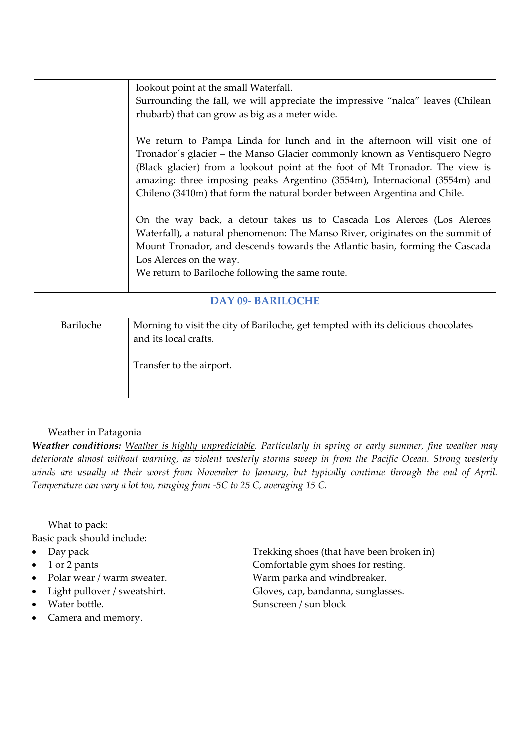| | |
|---|---|
| | lookout point at the small Waterfall.<br>Surrounding the fall, we will appreciate the impressive "nalca" leaves (Chilean rhubarb) that can grow as big as a meter wide.<br><br>We return to Pampa Linda for lunch and in the afternoon will visit one of Tronador´s glacier – the Manso Glacier commonly known as Ventisquero Negro (Black glacier) from a lookout point at the foot of Mt Tronador. The view is amazing: three imposing peaks Argentino (3554m), Internacional (3554m) and Chileno (3410m) that form the natural border between Argentina and Chile.<br><br>On the way back, a detour takes us to Cascada Los Alerces (Los Alerces Waterfall), a natural phenomenon: The Manso River, originates on the summit of Mount Tronador, and descends towards the Atlantic basin, forming the Cascada Los Alerces on the way.<br>We return to Bariloche following the same route. |
| **DAY 09- BARILOCHE** | |
| Bariloche | Morning to visit the city of Bariloche, get tempted with its delicious chocolates and its local crafts.<br><br>Transfer to the airport. |

Weather in Patagonia

***Weather conditions:*** *Weather is highly unpredictable. Particularly in spring or early summer, fine weather may deteriorate almost without warning, as violent westerly storms sweep in from the Pacific Ocean. Strong westerly winds are usually at their worst from November to January, but typically continue through the end of April. Temperature can vary a lot too, ranging from -5C to 25 C, averaging 15 C.*

What to pack:

Basic pack should include:

- Day pack
- 1 or 2 pants
- Polar wear / warm sweater.
- Light pullover / sweatshirt.
- Water bottle.
- Camera and memory.

Trekking shoes (that have been broken in)
Comfortable gym shoes for resting.
Warm parka and windbreaker.
Gloves, cap, bandanna, sunglasses.
Sunscreen / sun block